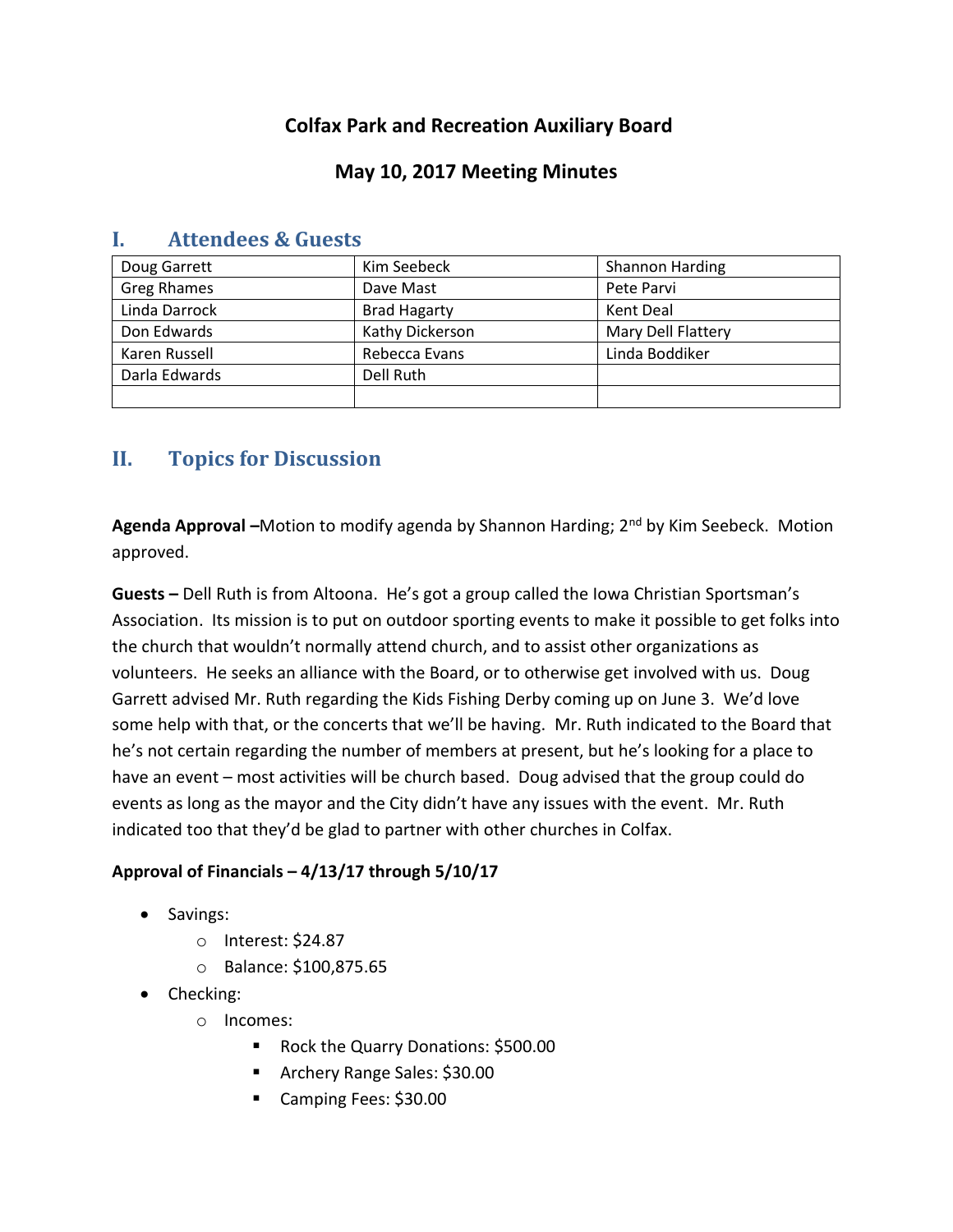# Colfax Park and Recreation Auxiliary Board

## May 10, 2017 Meeting Minutes

## I. Attendees & Guests

| | | |
|---|---|---|
| Doug Garrett | Kim Seebeck | Shannon Harding |
| Greg Rhames | Dave Mast | Pete Parvi |
| Linda Darrock | Brad Hagarty | Kent Deal |
| Don Edwards | Kathy Dickerson | Mary Dell Flattery |
| Karen Russell | Rebecca Evans | Linda Boddiker |
| Darla Edwards | Dell Ruth | |
| | | |

## II. Topics for Discussion

**Agenda Approval –**Motion to modify agenda by Shannon Harding; 2nd by Kim Seebeck. Motion approved.

**Guests –** Dell Ruth is from Altoona. He's got a group called the Iowa Christian Sportsman's Association. Its mission is to put on outdoor sporting events to make it possible to get folks into the church that wouldn't normally attend church, and to assist other organizations as volunteers. He seeks an alliance with the Board, or to otherwise get involved with us. Doug Garrett advised Mr. Ruth regarding the Kids Fishing Derby coming up on June 3. We'd love some help with that, or the concerts that we'll be having. Mr. Ruth indicated to the Board that he's not certain regarding the number of members at present, but he's looking for a place to have an event – most activities will be church based. Doug advised that the group could do events as long as the mayor and the City didn't have any issues with the event. Mr. Ruth indicated too that they'd be glad to partner with other churches in Colfax.

**Approval of Financials – 4/13/17 through 5/10/17**

- Savings:
  - Interest: $24.87
  - Balance: $100,875.65
- Checking:
  - Incomes:
    - Rock the Quarry Donations: $500.00
    - Archery Range Sales: $30.00
    - Camping Fees: $30.00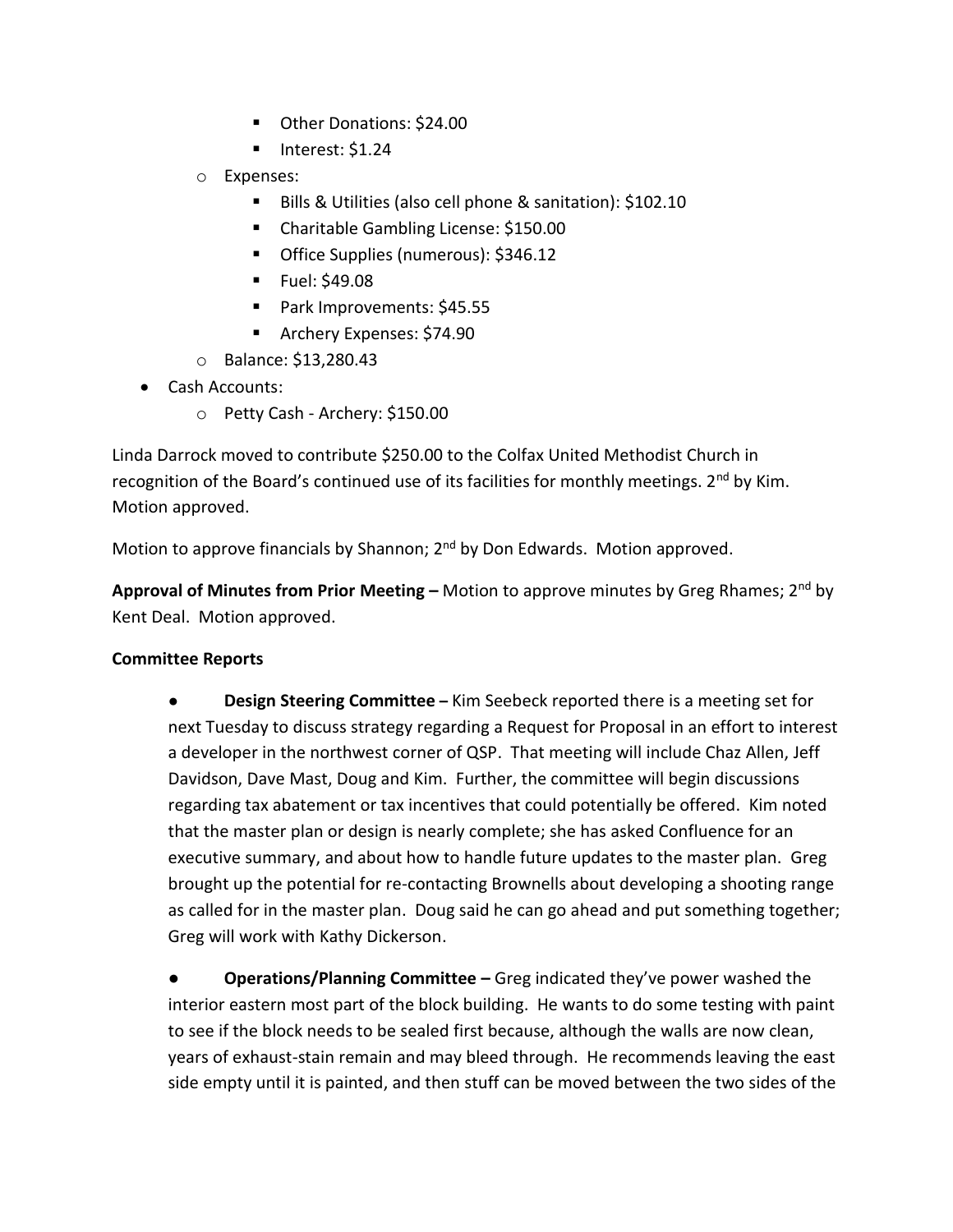- Other Donations: $24.00
    - Interest: $1.24
  - Expenses:
    - Bills & Utilities (also cell phone & sanitation): $102.10
    - Charitable Gambling License: $150.00
    - Office Supplies (numerous): $346.12
    - Fuel: $49.08
    - Park Improvements: $45.55
    - Archery Expenses: $74.90
  - Balance: $13,280.43
- Cash Accounts:
  - Petty Cash - Archery: $150.00

Linda Darrock moved to contribute $250.00 to the Colfax United Methodist Church in recognition of the Board's continued use of its facilities for monthly meetings. 2nd by Kim. Motion approved.

Motion to approve financials by Shannon; 2nd by Don Edwards. Motion approved.

**Approval of Minutes from Prior Meeting –** Motion to approve minutes by Greg Rhames; 2nd by Kent Deal. Motion approved.

**Committee Reports**

- **Design Steering Committee –** Kim Seebeck reported there is a meeting set for next Tuesday to discuss strategy regarding a Request for Proposal in an effort to interest a developer in the northwest corner of QSP. That meeting will include Chaz Allen, Jeff Davidson, Dave Mast, Doug and Kim. Further, the committee will begin discussions regarding tax abatement or tax incentives that could potentially be offered. Kim noted that the master plan or design is nearly complete; she has asked Confluence for an executive summary, and about how to handle future updates to the master plan. Greg brought up the potential for re-contacting Brownells about developing a shooting range as called for in the master plan. Doug said he can go ahead and put something together; Greg will work with Kathy Dickerson.

- **Operations/Planning Committee –** Greg indicated they've power washed the interior eastern most part of the block building. He wants to do some testing with paint to see if the block needs to be sealed first because, although the walls are now clean, years of exhaust-stain remain and may bleed through. He recommends leaving the east side empty until it is painted, and then stuff can be moved between the two sides of the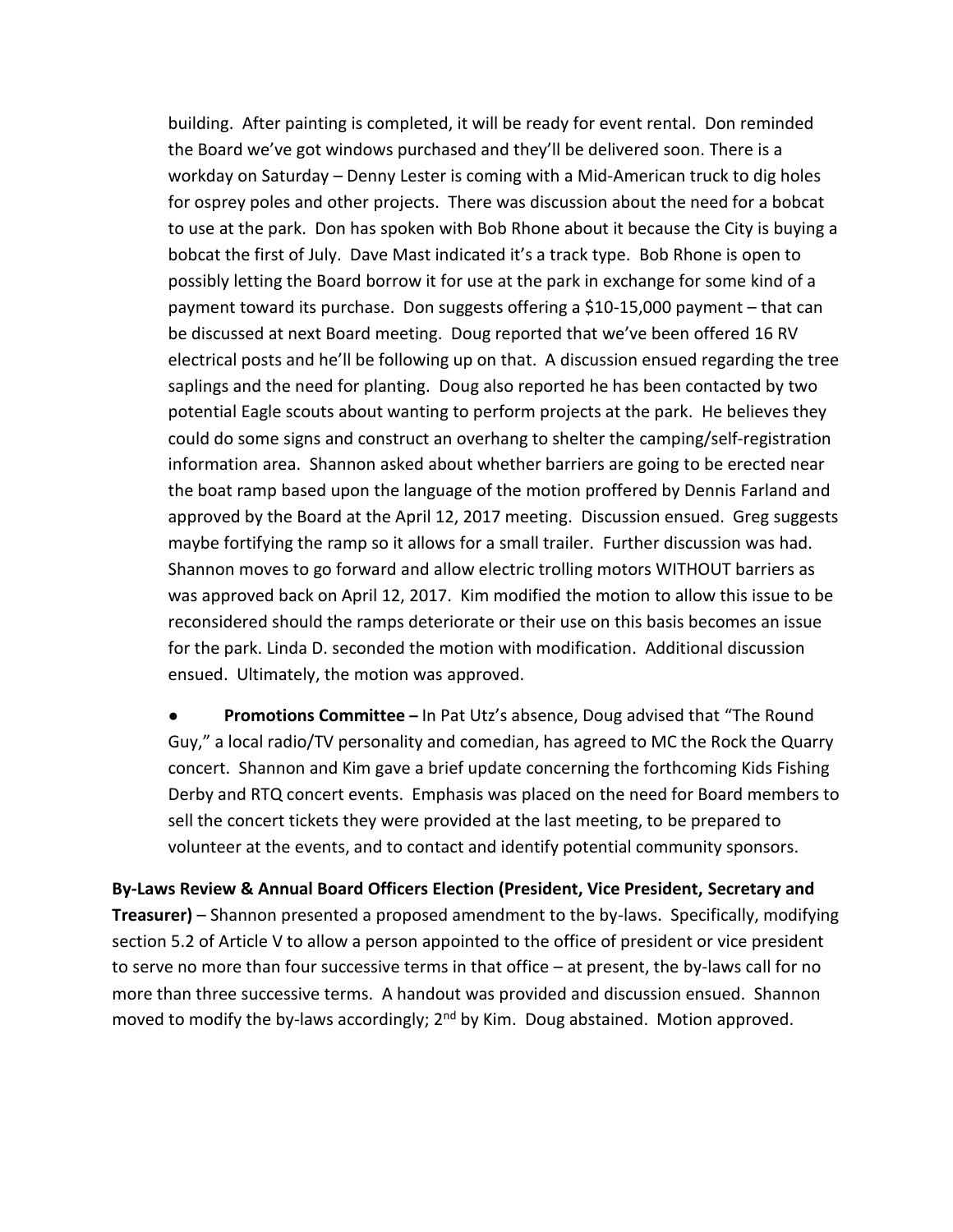building. After painting is completed, it will be ready for event rental. Don reminded the Board we've got windows purchased and they'll be delivered soon. There is a workday on Saturday – Denny Lester is coming with a Mid-American truck to dig holes for osprey poles and other projects. There was discussion about the need for a bobcat to use at the park. Don has spoken with Bob Rhone about it because the City is buying a bobcat the first of July. Dave Mast indicated it's a track type. Bob Rhone is open to possibly letting the Board borrow it for use at the park in exchange for some kind of a payment toward its purchase. Don suggests offering a $10-15,000 payment – that can be discussed at next Board meeting. Doug reported that we've been offered 16 RV electrical posts and he'll be following up on that. A discussion ensued regarding the tree saplings and the need for planting. Doug also reported he has been contacted by two potential Eagle scouts about wanting to perform projects at the park. He believes they could do some signs and construct an overhang to shelter the camping/self-registration information area. Shannon asked about whether barriers are going to be erected near the boat ramp based upon the language of the motion proffered by Dennis Farland and approved by the Board at the April 12, 2017 meeting. Discussion ensued. Greg suggests maybe fortifying the ramp so it allows for a small trailer. Further discussion was had. Shannon moves to go forward and allow electric trolling motors WITHOUT barriers as was approved back on April 12, 2017. Kim modified the motion to allow this issue to be reconsidered should the ramps deteriorate or their use on this basis becomes an issue for the park. Linda D. seconded the motion with modification. Additional discussion ensued. Ultimately, the motion was approved.

- **Promotions Committee –** In Pat Utz's absence, Doug advised that "The Round Guy," a local radio/TV personality and comedian, has agreed to MC the Rock the Quarry concert. Shannon and Kim gave a brief update concerning the forthcoming Kids Fishing Derby and RTQ concert events. Emphasis was placed on the need for Board members to sell the concert tickets they were provided at the last meeting, to be prepared to volunteer at the events, and to contact and identify potential community sponsors.

**By-Laws Review & Annual Board Officers Election (President, Vice President, Secretary and Treasurer)** – Shannon presented a proposed amendment to the by-laws. Specifically, modifying section 5.2 of Article V to allow a person appointed to the office of president or vice president to serve no more than four successive terms in that office – at present, the by-laws call for no more than three successive terms. A handout was provided and discussion ensued. Shannon moved to modify the by-laws accordingly; 2nd by Kim. Doug abstained. Motion approved.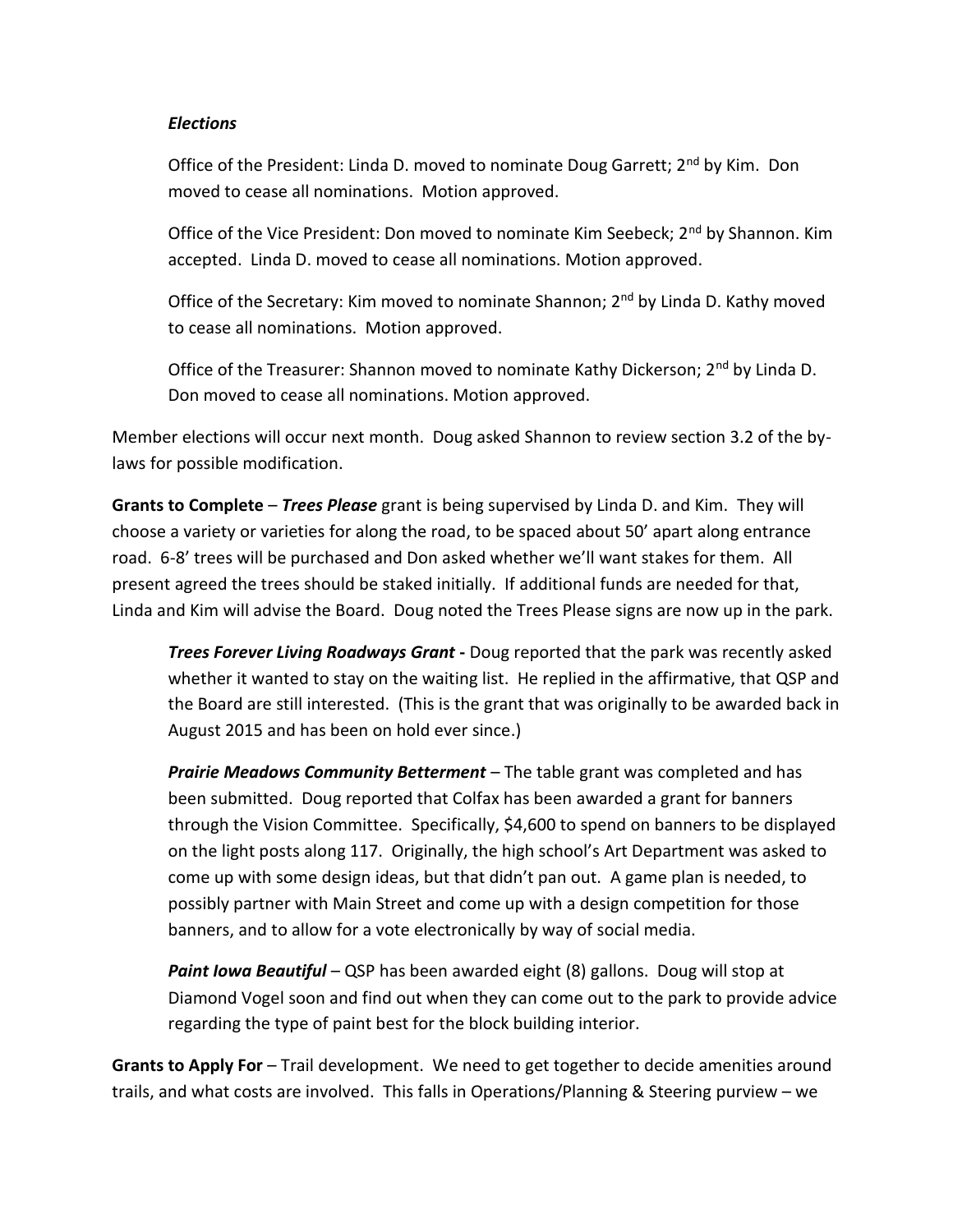*Elections*

Office of the President: Linda D. moved to nominate Doug Garrett; 2nd by Kim. Don moved to cease all nominations. Motion approved.

Office of the Vice President: Don moved to nominate Kim Seebeck; 2nd by Shannon. Kim accepted. Linda D. moved to cease all nominations. Motion approved.

Office of the Secretary: Kim moved to nominate Shannon; 2nd by Linda D. Kathy moved to cease all nominations. Motion approved.

Office of the Treasurer: Shannon moved to nominate Kathy Dickerson; 2nd by Linda D. Don moved to cease all nominations. Motion approved.

Member elections will occur next month. Doug asked Shannon to review section 3.2 of the by-laws for possible modification.

**Grants to Complete** – ***Trees Please*** grant is being supervised by Linda D. and Kim. They will choose a variety or varieties for along the road, to be spaced about 50' apart along entrance road. 6-8' trees will be purchased and Don asked whether we'll want stakes for them. All present agreed the trees should be staked initially. If additional funds are needed for that, Linda and Kim will advise the Board. Doug noted the Trees Please signs are now up in the park.

***Trees Forever Living Roadways Grant*** **-** Doug reported that the park was recently asked whether it wanted to stay on the waiting list. He replied in the affirmative, that QSP and the Board are still interested. (This is the grant that was originally to be awarded back in August 2015 and has been on hold ever since.)

***Prairie Meadows Community Betterment*** – The table grant was completed and has been submitted. Doug reported that Colfax has been awarded a grant for banners through the Vision Committee. Specifically, $4,600 to spend on banners to be displayed on the light posts along 117. Originally, the high school's Art Department was asked to come up with some design ideas, but that didn't pan out. A game plan is needed, to possibly partner with Main Street and come up with a design competition for those banners, and to allow for a vote electronically by way of social media.

***Paint Iowa Beautiful*** – QSP has been awarded eight (8) gallons. Doug will stop at Diamond Vogel soon and find out when they can come out to the park to provide advice regarding the type of paint best for the block building interior.

**Grants to Apply For** – Trail development. We need to get together to decide amenities around trails, and what costs are involved. This falls in Operations/Planning & Steering purview – we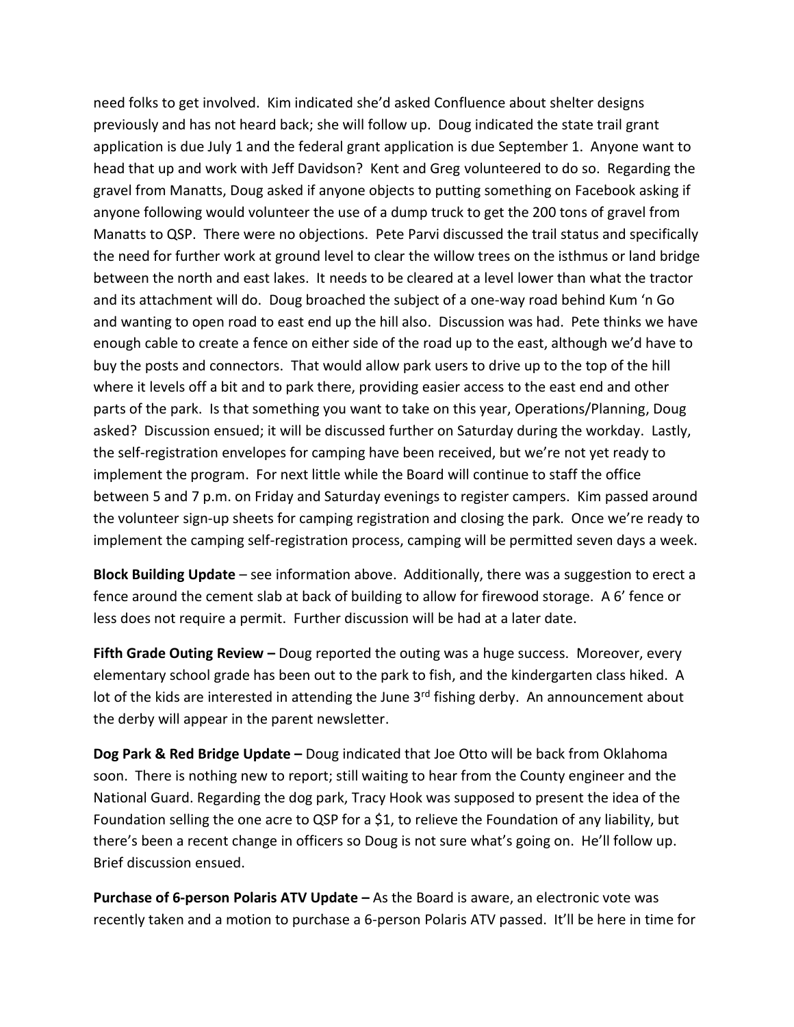need folks to get involved. Kim indicated she'd asked Confluence about shelter designs previously and has not heard back; she will follow up. Doug indicated the state trail grant application is due July 1 and the federal grant application is due September 1. Anyone want to head that up and work with Jeff Davidson? Kent and Greg volunteered to do so. Regarding the gravel from Manatts, Doug asked if anyone objects to putting something on Facebook asking if anyone following would volunteer the use of a dump truck to get the 200 tons of gravel from Manatts to QSP. There were no objections. Pete Parvi discussed the trail status and specifically the need for further work at ground level to clear the willow trees on the isthmus or land bridge between the north and east lakes. It needs to be cleared at a level lower than what the tractor and its attachment will do. Doug broached the subject of a one-way road behind Kum 'n Go and wanting to open road to east end up the hill also. Discussion was had. Pete thinks we have enough cable to create a fence on either side of the road up to the east, although we'd have to buy the posts and connectors. That would allow park users to drive up to the top of the hill where it levels off a bit and to park there, providing easier access to the east end and other parts of the park. Is that something you want to take on this year, Operations/Planning, Doug asked? Discussion ensued; it will be discussed further on Saturday during the workday. Lastly, the self-registration envelopes for camping have been received, but we're not yet ready to implement the program. For next little while the Board will continue to staff the office between 5 and 7 p.m. on Friday and Saturday evenings to register campers. Kim passed around the volunteer sign-up sheets for camping registration and closing the park. Once we're ready to implement the camping self-registration process, camping will be permitted seven days a week.

**Block Building Update** – see information above. Additionally, there was a suggestion to erect a fence around the cement slab at back of building to allow for firewood storage. A 6' fence or less does not require a permit. Further discussion will be had at a later date.

**Fifth Grade Outing Review –** Doug reported the outing was a huge success. Moreover, every elementary school grade has been out to the park to fish, and the kindergarten class hiked. A lot of the kids are interested in attending the June 3rd fishing derby. An announcement about the derby will appear in the parent newsletter.

**Dog Park & Red Bridge Update –** Doug indicated that Joe Otto will be back from Oklahoma soon. There is nothing new to report; still waiting to hear from the County engineer and the National Guard. Regarding the dog park, Tracy Hook was supposed to present the idea of the Foundation selling the one acre to QSP for a $1, to relieve the Foundation of any liability, but there's been a recent change in officers so Doug is not sure what's going on. He'll follow up. Brief discussion ensued.

**Purchase of 6-person Polaris ATV Update –** As the Board is aware, an electronic vote was recently taken and a motion to purchase a 6-person Polaris ATV passed. It'll be here in time for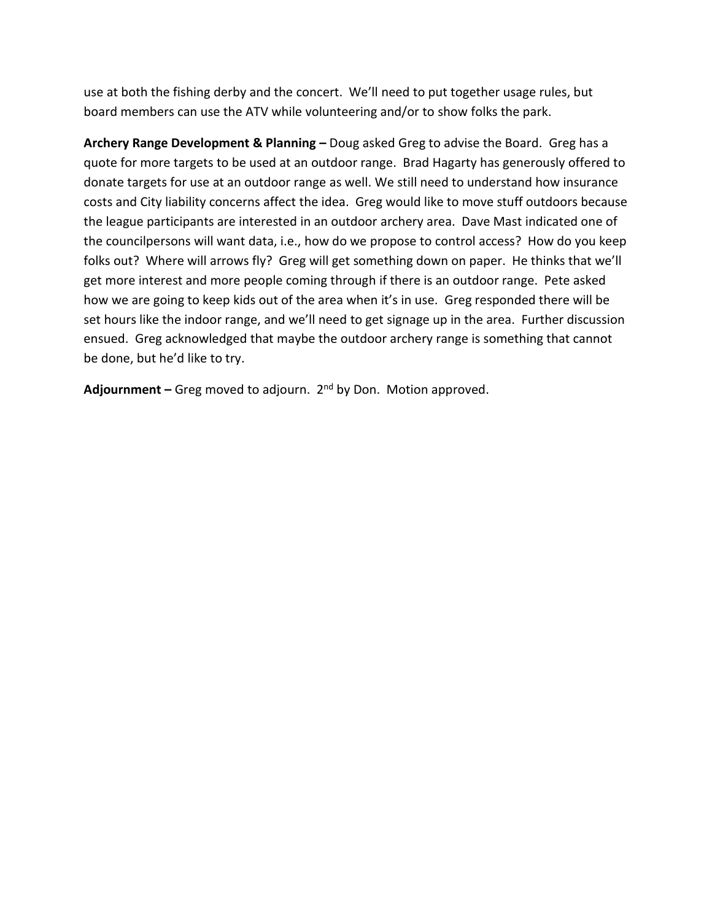use at both the fishing derby and the concert. We'll need to put together usage rules, but board members can use the ATV while volunteering and/or to show folks the park.

**Archery Range Development & Planning –** Doug asked Greg to advise the Board. Greg has a quote for more targets to be used at an outdoor range. Brad Hagarty has generously offered to donate targets for use at an outdoor range as well. We still need to understand how insurance costs and City liability concerns affect the idea. Greg would like to move stuff outdoors because the league participants are interested in an outdoor archery area. Dave Mast indicated one of the councilpersons will want data, i.e., how do we propose to control access? How do you keep folks out? Where will arrows fly? Greg will get something down on paper. He thinks that we'll get more interest and more people coming through if there is an outdoor range. Pete asked how we are going to keep kids out of the area when it's in use. Greg responded there will be set hours like the indoor range, and we'll need to get signage up in the area. Further discussion ensued. Greg acknowledged that maybe the outdoor archery range is something that cannot be done, but he'd like to try.

**Adjournment –** Greg moved to adjourn. 2nd by Don. Motion approved.